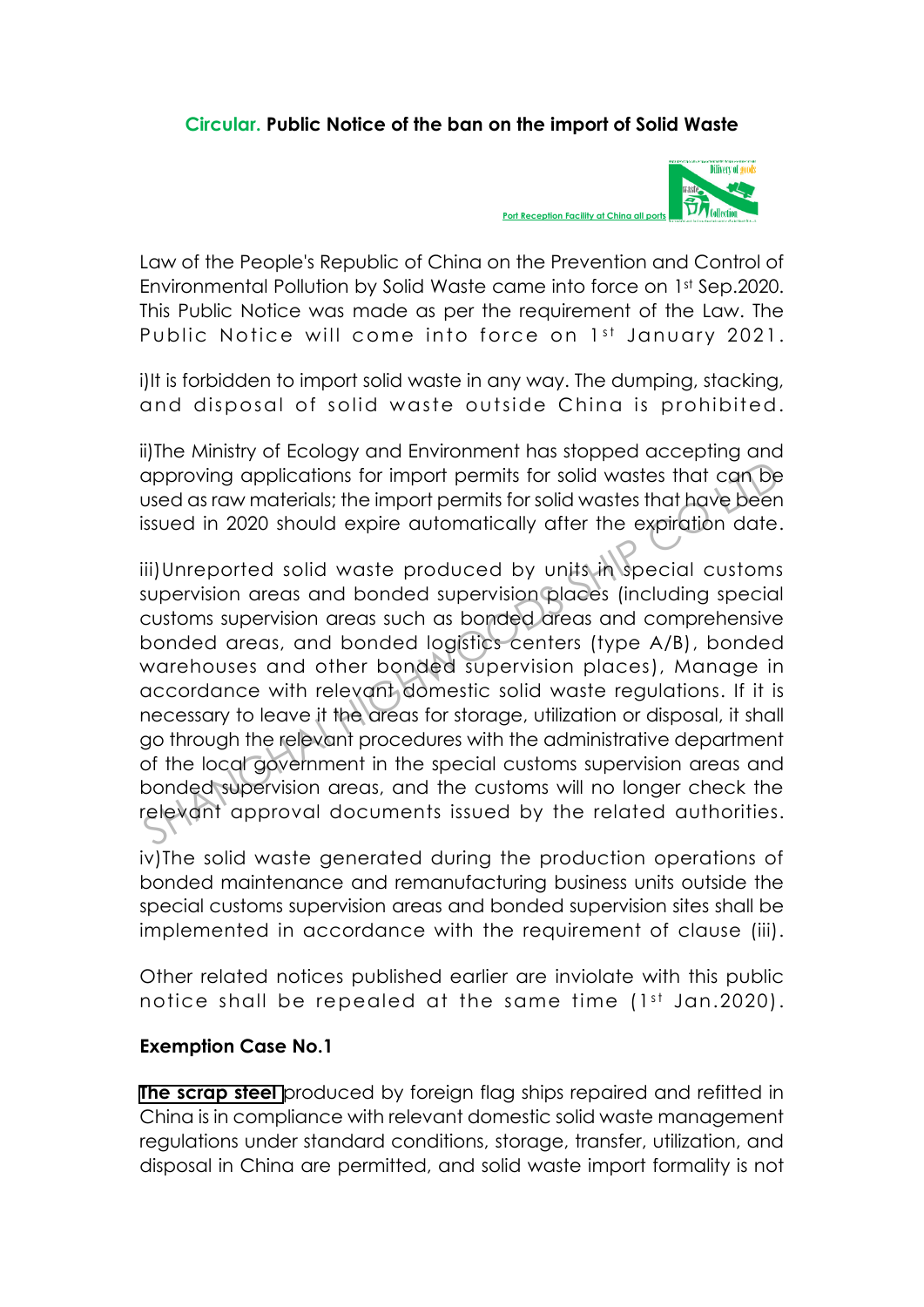# Circular. Public Notice of the ban on the import of Solid Waste

Port Reception Facility at China all ports

Law of the People's Republic of China on the Prevention and Control of Environmental Pollution by Solid Waste came into force on 1st Sep.2020. This Public Notice was made as per the requirement of the Law. The Public Notice will come into force on 1st January 2021.

i)It is forbidden to import solid waste in any way. The dumping, stacking, and disposal of solid waste outside China is prohibited.

ii)The Ministry of Ecology and Environment has stopped accepting and approving applications for import permits for solid wastes that can be used as raw materials; the import permits for solid wastes that have been issued in 2020 should expire automatically after the expiration date.

iii)Unreported solid waste produced by units in special customs supervision areas and bonded supervision places (including special customs supervision areas such as bonded areas and comprehensive bonded areas, and bonded logistics centers (type A/B), bonded warehouses and other bonded supervision places), Manage in accordance with relevant domestic solid waste regulations. If it is necessary to leave it the areas for storage, utilization or disposal, it shall go through the relevant procedures with the administrative department of the local government in the special customs supervision areas and bonded supervision areas, and the customs will no longer check the relevant approval documents issued by the related authorities.

iv)The solid waste generated during the production operations of bonded maintenance and remanufacturing business units outside the special customs supervision areas and bonded supervision sites shall be implemented in accordance with the requirement of clause (iii).

Other related notices published earlier are inviolate with this public notice shall be repealed at the same time (1st Jan.2020).

**Exemption Case No.1**

**The scrap steel** produced by foreign flag ships repaired and refitted in China is in compliance with relevant domestic solid waste management regulations under standard conditions, storage, transfer, utilization, and disposal in China are permitted, and solid waste import formality is not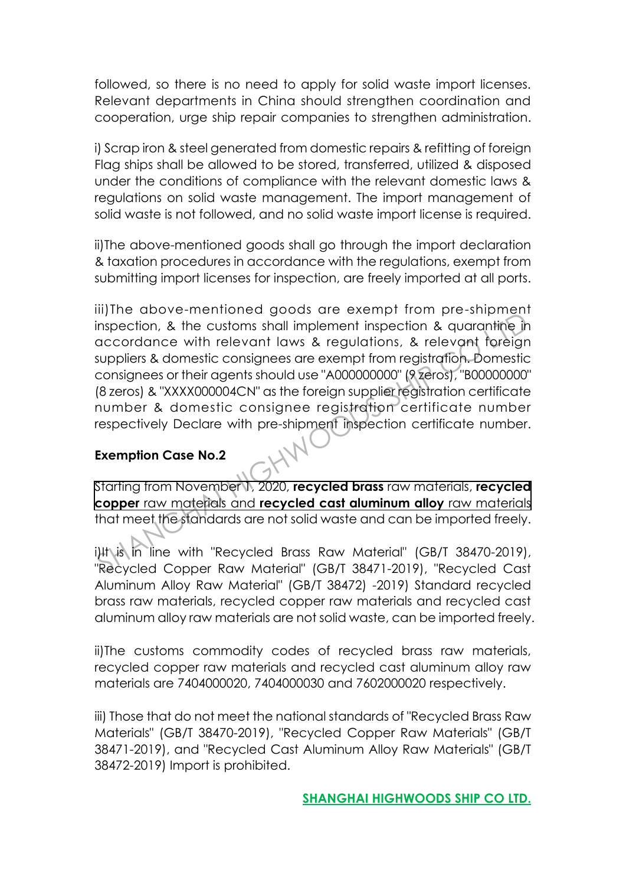followed, so there is no need to apply for solid waste import licenses. Relevant departments in China should strengthen coordination and cooperation, urge ship repair companies to strengthen administration.

i) Scrap iron & steel generated from domestic repairs & refitting of foreign Flag ships shall be allowed to be stored, transferred, utilized & disposed under the conditions of compliance with the relevant domestic laws & regulations on solid waste management. The import management of solid waste is not followed, and no solid waste import license is required.

ii)The above-mentioned goods shall go through the import declaration & taxation procedures in accordance with the regulations, exempt from submitting import licenses for inspection, are freely imported at all ports.

iii)The above-mentioned goods are exempt from pre-shipment inspection, & the customs shall implement inspection & quarantine in accordance with relevant laws & regulations, & relevant foreign suppliers & domestic consignees are exempt from registration. Domestic consignees or their agents should use "A000000000" (9 zeros), "B00000000" (8 zeros) & "XXXX000004CN" as the foreign supplier registration certificate number & domestic consignee registration certificate number respectively Declare with pre-shipment inspection certificate number.

**Exemption Case No.2**

Starting from November 1, 2020, **recycled brass** raw materials, **recycled copper** raw materials and **recycled cast aluminum alloy** raw materials that meet the standards are not solid waste and can be imported freely.

i)It is in line with "Recycled Brass Raw Material" (GB/T 38470-2019), "Recycled Copper Raw Material" (GB/T 38471-2019), "Recycled Cast Aluminum Alloy Raw Material" (GB/T 38472) -2019) Standard recycled brass raw materials, recycled copper raw materials and recycled cast aluminum alloy raw materials are not solid waste, can be imported freely.

ii)The customs commodity codes of recycled brass raw materials, recycled copper raw materials and recycled cast aluminum alloy raw materials are 7404000020, 7404000030 and 7602000020 respectively.

iii) Those that do not meet the national standards of "Recycled Brass Raw Materials" (GB/T 38470-2019), "Recycled Copper Raw Materials" (GB/T 38471-2019), and "Recycled Cast Aluminum Alloy Raw Materials" (GB/T 38472-2019) Import is prohibited.

**SHANGHAI HIGHWOODS SHIP CO LTD.**